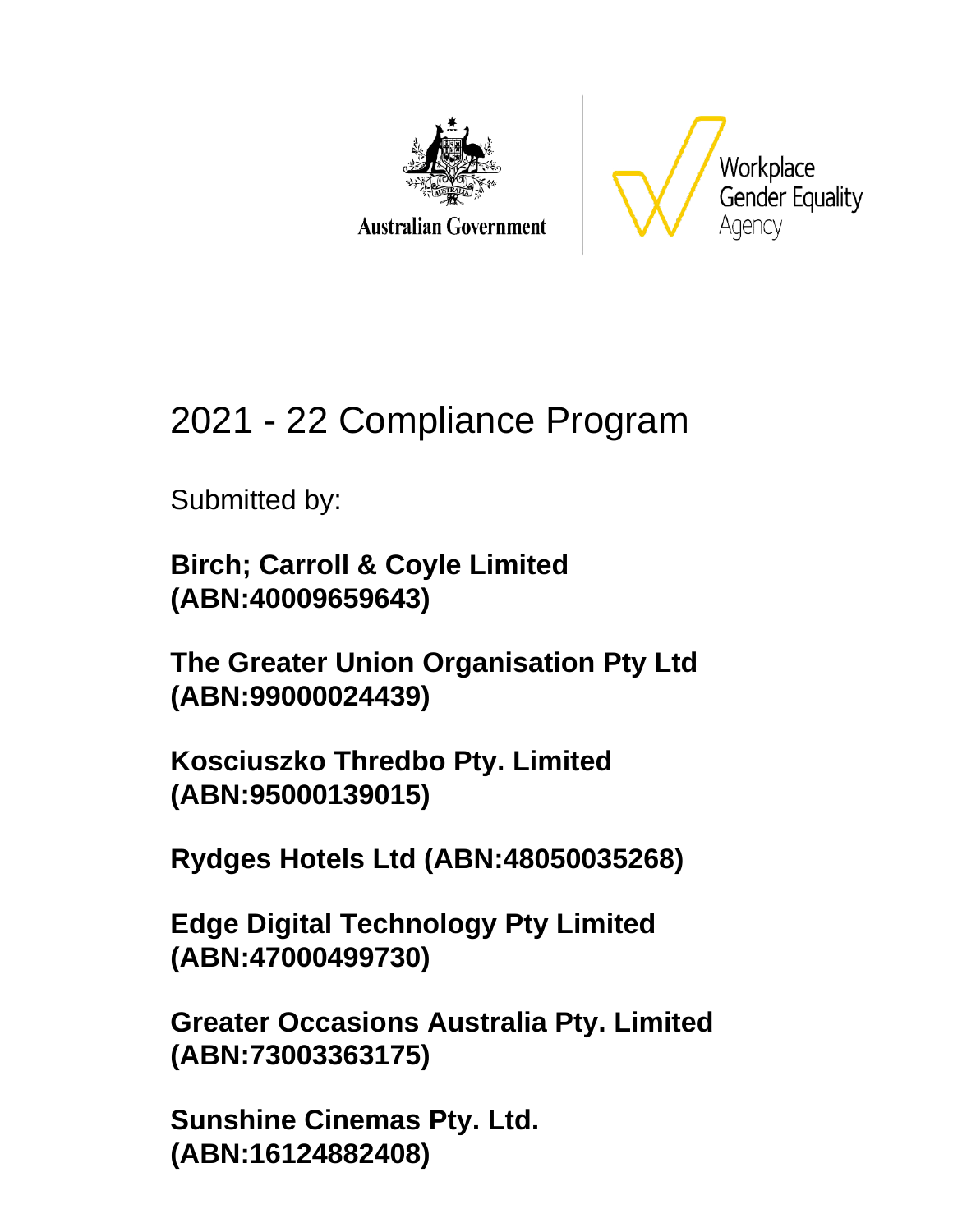Australian Government

Workplace Gender Equality Agency

# 2021 - 22 Compliance Program

Submitted by:

**Birch; Carroll & Coyle Limited (ABN:40009659643)**

**The Greater Union Organisation Pty Ltd (ABN:99000024439)**

**Kosciuszko Thredbo Pty. Limited (ABN:95000139015)**

**Rydges Hotels Ltd (ABN:48050035268)**

**Edge Digital Technology Pty Limited (ABN:47000499730)**

**Greater Occasions Australia Pty. Limited (ABN:73003363175)**

**Sunshine Cinemas Pty. Ltd. (ABN:16124882408)**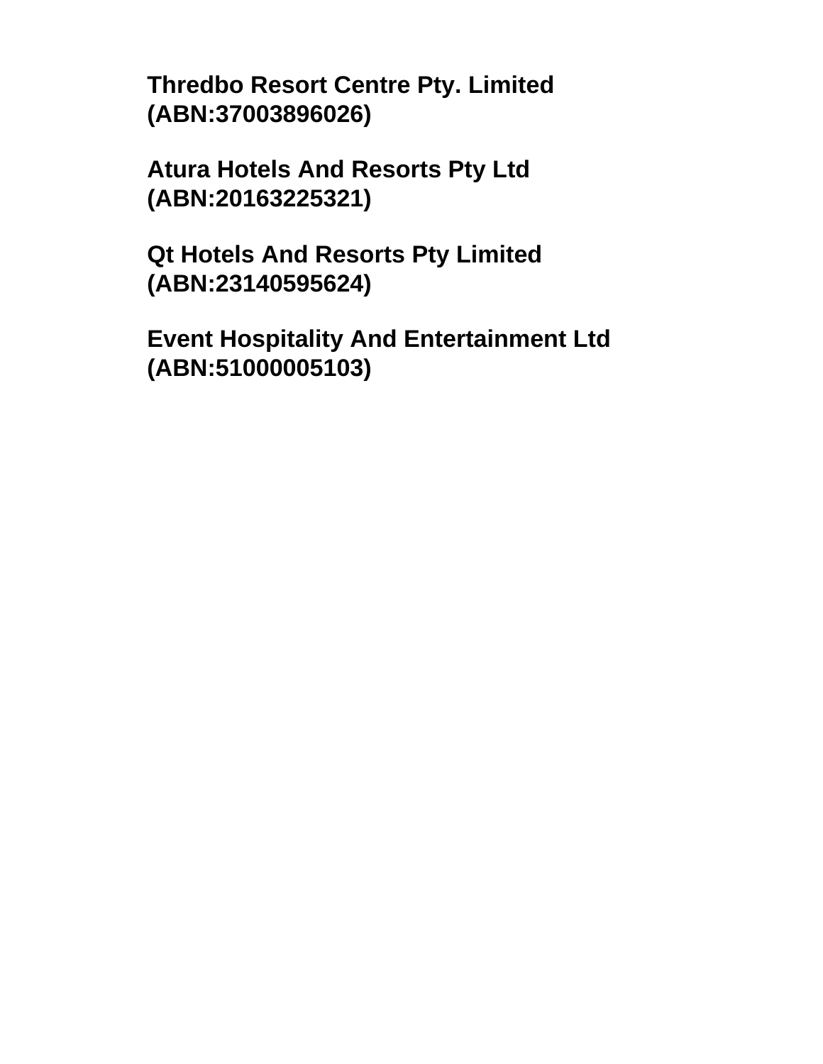**Thredbo Resort Centre Pty. Limited (ABN:37003896026)**

**Atura Hotels And Resorts Pty Ltd (ABN:20163225321)**

**Qt Hotels And Resorts Pty Limited (ABN:23140595624)**

**Event Hospitality And Entertainment Ltd (ABN:51000005103)**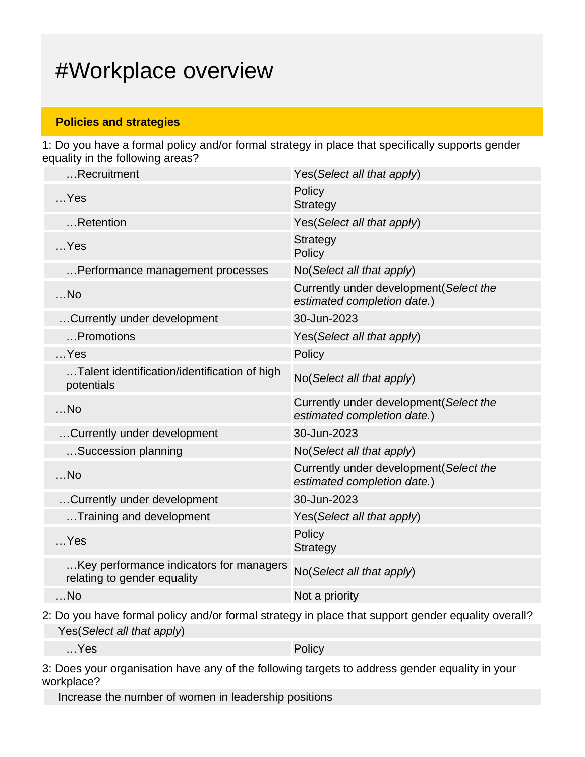# #Workplace overview

## Policies and strategies

1: Do you have a formal policy and/or formal strategy in place that specifically supports gender equality in the following areas?

| | |
|---|---|
| …Recruitment | Yes(*Select all that apply*) |
| …Yes | Policy<br>Strategy |
| …Retention | Yes(*Select all that apply*) |
| …Yes | Strategy<br>Policy |
| …Performance management processes | No(*Select all that apply*) |
| …No | Currently under development(*Select the estimated completion date.*) |
| …Currently under development | 30-Jun-2023 |
| …Promotions | Yes(*Select all that apply*) |
| …Yes | Policy |
| …Talent identification/identification of high potentials | No(*Select all that apply*) |
| …No | Currently under development(*Select the estimated completion date.*) |
| …Currently under development | 30-Jun-2023 |
| …Succession planning | No(*Select all that apply*) |
| …No | Currently under development(*Select the estimated completion date.*) |
| …Currently under development | 30-Jun-2023 |
| …Training and development | Yes(*Select all that apply*) |
| …Yes | Policy<br>Strategy |
| …Key performance indicators for managers relating to gender equality | No(*Select all that apply*) |
| …No | Not a priority |

2: Do you have formal policy and/or formal strategy in place that support gender equality overall?

| | |
|---|---|
| Yes(*Select all that apply*) | |
| …Yes | Policy |

3: Does your organisation have any of the following targets to address gender equality in your workplace?

| |
|---|
| Increase the number of women in leadership positions |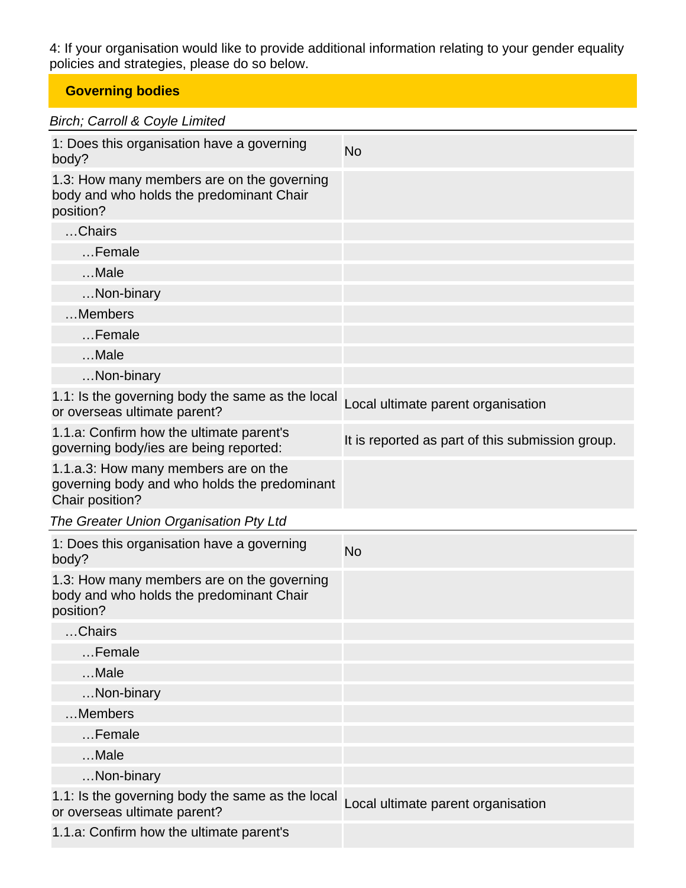4: If your organisation would like to provide additional information relating to your gender equality policies and strategies, please do so below.

## Governing bodies

*Birch; Carroll & Coyle Limited*

| | |
|---|---|
| 1: Does this organisation have a governing body? | No |
| 1.3: How many members are on the governing body and who holds the predominant Chair position? | |
| …Chairs | |
| …Female | |
| …Male | |
| …Non-binary | |
| …Members | |
| …Female | |
| …Male | |
| …Non-binary | |
| 1.1: Is the governing body the same as the local or overseas ultimate parent? | Local ultimate parent organisation |
| 1.1.a: Confirm how the ultimate parent's governing body/ies are being reported: | It is reported as part of this submission group. |
| 1.1.a.3: How many members are on the governing body and who holds the predominant Chair position? | |

*The Greater Union Organisation Pty Ltd*

| | |
|---|---|
| 1: Does this organisation have a governing body? | No |
| 1.3: How many members are on the governing body and who holds the predominant Chair position? | |
| …Chairs | |
| …Female | |
| …Male | |
| …Non-binary | |
| …Members | |
| …Female | |
| …Male | |
| …Non-binary | |
| 1.1: Is the governing body the same as the local or overseas ultimate parent? | Local ultimate parent organisation |
| 1.1.a: Confirm how the ultimate parent's | |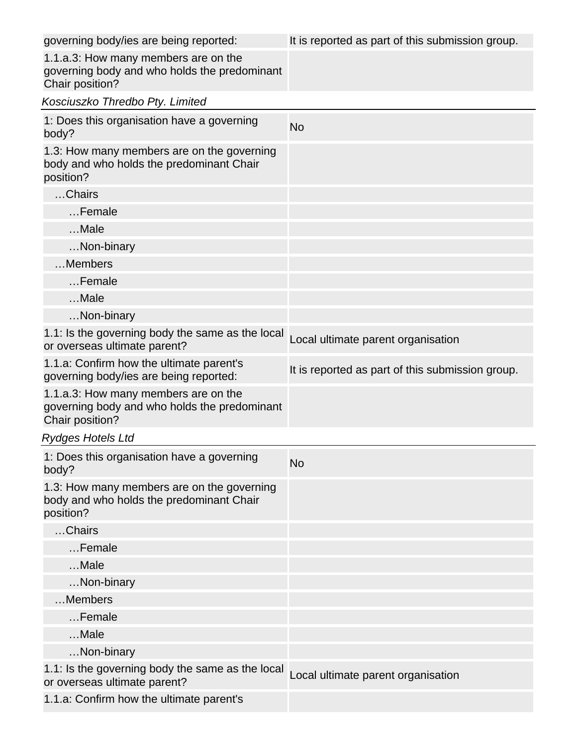| governing body/ies are being reported: | It is reported as part of this submission group. |
|---|---|
| 1.1.a.3: How many members are on the governing body and who holds the predominant Chair position? | |

*Kosciuszko Thredbo Pty. Limited*

| 1: Does this organisation have a governing body? | No |
|---|---|
| 1.3: How many members are on the governing body and who holds the predominant Chair position? | |
| …Chairs | |
| …Female | |
| …Male | |
| …Non-binary | |
| …Members | |
| …Female | |
| …Male | |
| …Non-binary | |
| 1.1: Is the governing body the same as the local or overseas ultimate parent? | Local ultimate parent organisation |
| 1.1.a: Confirm how the ultimate parent's governing body/ies are being reported: | It is reported as part of this submission group. |
| 1.1.a.3: How many members are on the governing body and who holds the predominant Chair position? | |

*Rydges Hotels Ltd*

| 1: Does this organisation have a governing body? | No |
|---|---|
| 1.3: How many members are on the governing body and who holds the predominant Chair position? | |
| …Chairs | |
| …Female | |
| …Male | |
| …Non-binary | |
| …Members | |
| …Female | |
| …Male | |
| …Non-binary | |
| 1.1: Is the governing body the same as the local or overseas ultimate parent? | Local ultimate parent organisation |
| 1.1.a: Confirm how the ultimate parent's | |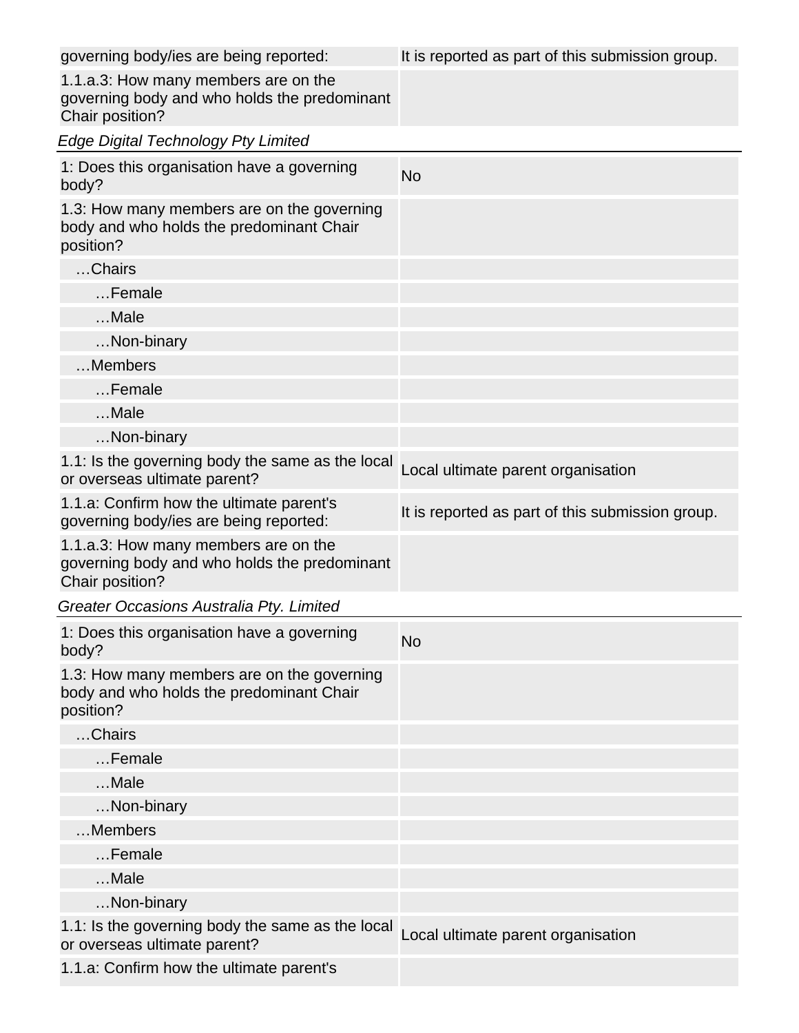| | |
|---|---|
| governing body/ies are being reported: | It is reported as part of this submission group. |
| 1.1.a.3: How many members are on the governing body and who holds the predominant Chair position? | |

*Edge Digital Technology Pty Limited*

| | |
|---|---|
| 1: Does this organisation have a governing body? | No |
| 1.3: How many members are on the governing body and who holds the predominant Chair position? | |
| …Chairs | |
| …Female | |
| …Male | |
| …Non-binary | |
| …Members | |
| …Female | |
| …Male | |
| …Non-binary | |
| 1.1: Is the governing body the same as the local or overseas ultimate parent? | Local ultimate parent organisation |
| 1.1.a: Confirm how the ultimate parent's governing body/ies are being reported: | It is reported as part of this submission group. |
| 1.1.a.3: How many members are on the governing body and who holds the predominant Chair position? | |

*Greater Occasions Australia Pty. Limited*

| | |
|---|---|
| 1: Does this organisation have a governing body? | No |
| 1.3: How many members are on the governing body and who holds the predominant Chair position? | |
| …Chairs | |
| …Female | |
| …Male | |
| …Non-binary | |
| …Members | |
| …Female | |
| …Male | |
| …Non-binary | |
| 1.1: Is the governing body the same as the local or overseas ultimate parent? | Local ultimate parent organisation |
| 1.1.a: Confirm how the ultimate parent's | |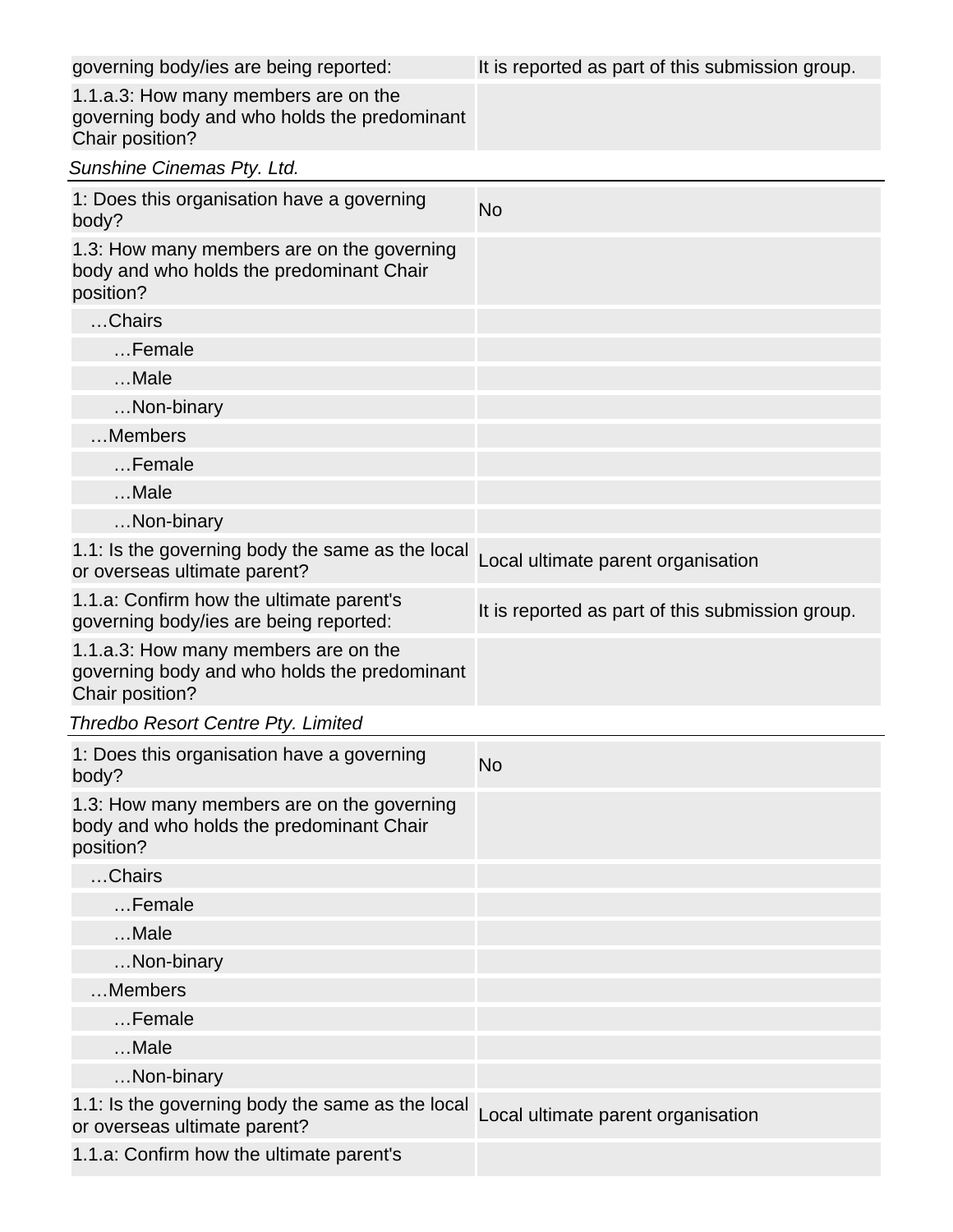| governing body/ies are being reported: | It is reported as part of this submission group. |
|---|---|
| 1.1.a.3: How many members are on the governing body and who holds the predominant Chair position? | |

*Sunshine Cinemas Pty. Ltd.*

| 1: Does this organisation have a governing body? | No |
|---|---|
| 1.3: How many members are on the governing body and who holds the predominant Chair position? | |
| …Chairs | |
| …Female | |
| …Male | |
| …Non-binary | |
| …Members | |
| …Female | |
| …Male | |
| …Non-binary | |
| 1.1: Is the governing body the same as the local or overseas ultimate parent? | Local ultimate parent organisation |
| 1.1.a: Confirm how the ultimate parent's governing body/ies are being reported: | It is reported as part of this submission group. |
| 1.1.a.3: How many members are on the governing body and who holds the predominant Chair position? | |

*Thredbo Resort Centre Pty. Limited*

| 1: Does this organisation have a governing body? | No |
|---|---|
| 1.3: How many members are on the governing body and who holds the predominant Chair position? | |
| …Chairs | |
| …Female | |
| …Male | |
| …Non-binary | |
| …Members | |
| …Female | |
| …Male | |
| …Non-binary | |
| 1.1: Is the governing body the same as the local or overseas ultimate parent? | Local ultimate parent organisation |
| 1.1.a: Confirm how the ultimate parent's | |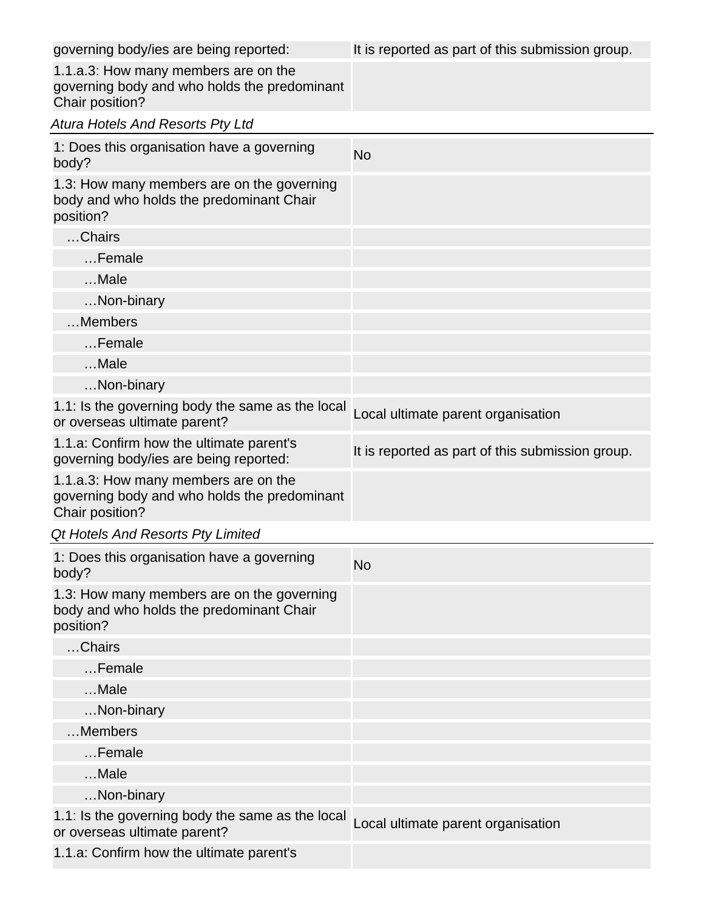| | |
|---|---|
| governing body/ies are being reported: | It is reported as part of this submission group. |
| 1.1.a.3: How many members are on the governing body and who holds the predominant Chair position? | |

*Atura Hotels And Resorts Pty Ltd*

| | |
|---|---|
| 1: Does this organisation have a governing body? | No |
| 1.3: How many members are on the governing body and who holds the predominant Chair position? | |
| …Chairs | |
| …Female | |
| …Male | |
| …Non-binary | |
| …Members | |
| …Female | |
| …Male | |
| …Non-binary | |
| 1.1: Is the governing body the same as the local or overseas ultimate parent? | Local ultimate parent organisation |
| 1.1.a: Confirm how the ultimate parent's governing body/ies are being reported: | It is reported as part of this submission group. |
| 1.1.a.3: How many members are on the governing body and who holds the predominant Chair position? | |

*Qt Hotels And Resorts Pty Limited*

| | |
|---|---|
| 1: Does this organisation have a governing body? | No |
| 1.3: How many members are on the governing body and who holds the predominant Chair position? | |
| …Chairs | |
| …Female | |
| …Male | |
| …Non-binary | |
| …Members | |
| …Female | |
| …Male | |
| …Non-binary | |
| 1.1: Is the governing body the same as the local or overseas ultimate parent? | Local ultimate parent organisation |
| 1.1.a: Confirm how the ultimate parent's | |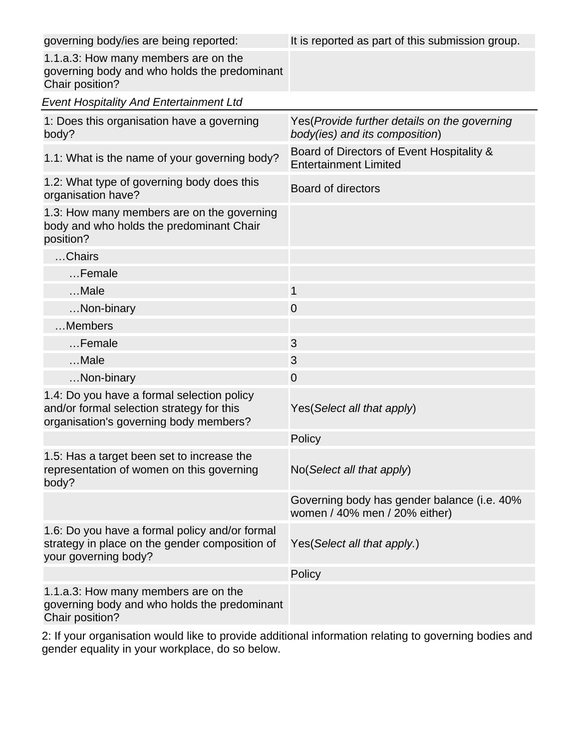| | |
|---|---|
| governing body/ies are being reported: | It is reported as part of this submission group. |
| 1.1.a.3: How many members are on the governing body and who holds the predominant Chair position? | |

*Event Hospitality And Entertainment Ltd*

| | |
|---|---|
| 1: Does this organisation have a governing body? | Yes(*Provide further details on the governing body(ies) and its composition*) |
| 1.1: What is the name of your governing body? | Board of Directors of Event Hospitality & Entertainment Limited |
| 1.2: What type of governing body does this organisation have? | Board of directors |
| 1.3: How many members are on the governing body and who holds the predominant Chair position? | |
| …Chairs | |
| …Female | |
| …Male | 1 |
| …Non-binary | 0 |
| …Members | |
| …Female | 3 |
| …Male | 3 |
| …Non-binary | 0 |
| 1.4: Do you have a formal selection policy and/or formal selection strategy for this organisation's governing body members? | Yes(*Select all that apply*) |
| | Policy |
| 1.5: Has a target been set to increase the representation of women on this governing body? | No(*Select all that apply*) |
| | Governing body has gender balance (i.e. 40% women / 40% men / 20% either) |
| 1.6: Do you have a formal policy and/or formal strategy in place on the gender composition of your governing body? | Yes(*Select all that apply.*) |
| | Policy |
| 1.1.a.3: How many members are on the governing body and who holds the predominant Chair position? | |

2: If your organisation would like to provide additional information relating to governing bodies and gender equality in your workplace, do so below.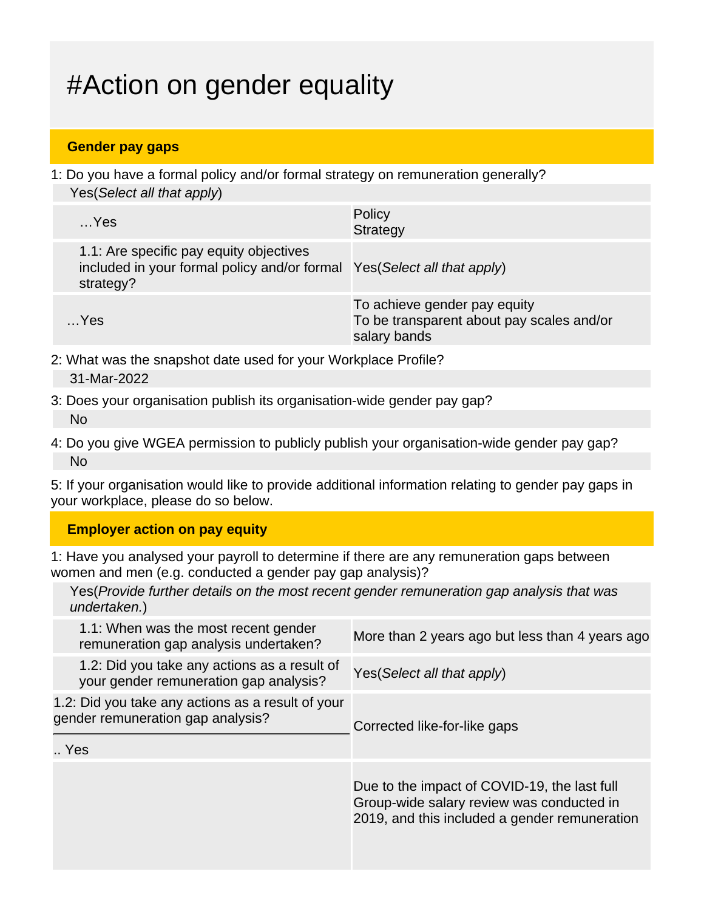# #Action on gender equality

## Gender pay gaps

1: Do you have a formal policy and/or formal strategy on remuneration generally?

Yes(*Select all that apply*)

| | |
|---|---|
| …Yes | Policy<br>Strategy |
| 1.1: Are specific pay equity objectives included in your formal policy and/or formal strategy? | Yes(*Select all that apply*) |
| …Yes | To achieve gender pay equity<br>To be transparent about pay scales and/or salary bands |

2: What was the snapshot date used for your Workplace Profile?

31-Mar-2022

3: Does your organisation publish its organisation-wide gender pay gap?

No

4: Do you give WGEA permission to publicly publish your organisation-wide gender pay gap?

No

5: If your organisation would like to provide additional information relating to gender pay gaps in your workplace, please do so below.

## Employer action on pay equity

1: Have you analysed your payroll to determine if there are any remuneration gaps between women and men (e.g. conducted a gender pay gap analysis)?

Yes(*Provide further details on the most recent gender remuneration gap analysis that was undertaken.*)

| | |
|---|---|
| 1.1: When was the most recent gender remuneration gap analysis undertaken? | More than 2 years ago but less than 4 years ago |
| 1.2: Did you take any actions as a result of your gender remuneration gap analysis? | Yes(*Select all that apply*) |
| 1.2: Did you take any actions as a result of your gender remuneration gap analysis?<br>.. Yes | Corrected like-for-like gaps |
| | Due to the impact of COVID-19, the last full Group-wide salary review was conducted in 2019, and this included a gender remuneration |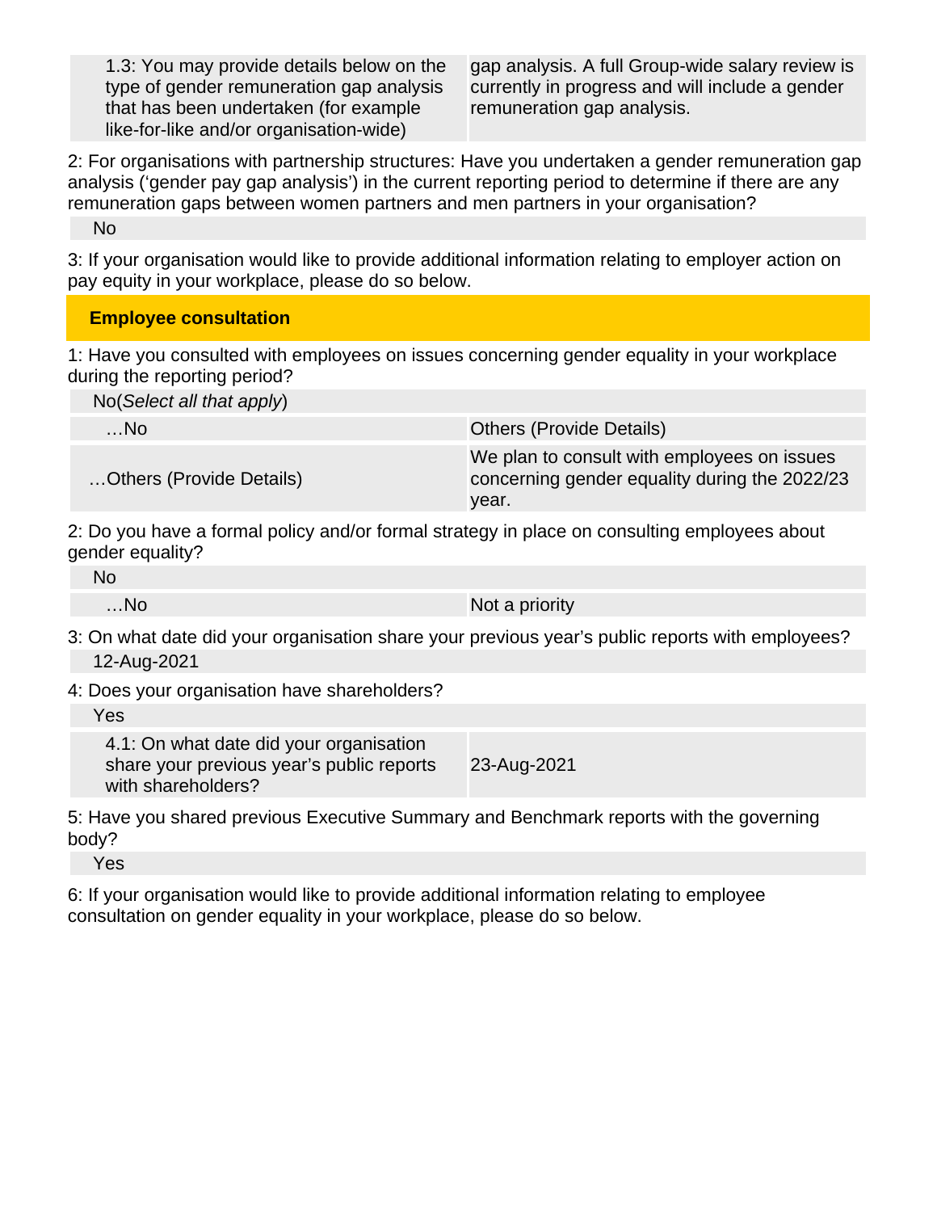| 1.3: You may provide details below on the type of gender remuneration gap analysis that has been undertaken (for example like-for-like and/or organisation-wide) | gap analysis. A full Group-wide salary review is currently in progress and will include a gender remuneration gap analysis. |
|---|---|

2: For organisations with partnership structures: Have you undertaken a gender remuneration gap analysis ('gender pay gap analysis') in the current reporting period to determine if there are any remuneration gaps between women partners and men partners in your organisation?

No

3: If your organisation would like to provide additional information relating to employer action on pay equity in your workplace, please do so below.

## Employee consultation

1: Have you consulted with employees on issues concerning gender equality in your workplace during the reporting period?

No(*Select all that apply*)

| …No | Others (Provide Details) |
|---|---|
| …Others (Provide Details) | We plan to consult with employees on issues concerning gender equality during the 2022/23 year. |

2: Do you have a formal policy and/or formal strategy in place on consulting employees about gender equality?

No

| …No | Not a priority |
|---|---|

3: On what date did your organisation share your previous year's public reports with employees?

12-Aug-2021

4: Does your organisation have shareholders?

Yes

| 4.1: On what date did your organisation share your previous year's public reports with shareholders? | 23-Aug-2021 |
|---|---|

5: Have you shared previous Executive Summary and Benchmark reports with the governing body?

Yes

6: If your organisation would like to provide additional information relating to employee consultation on gender equality in your workplace, please do so below.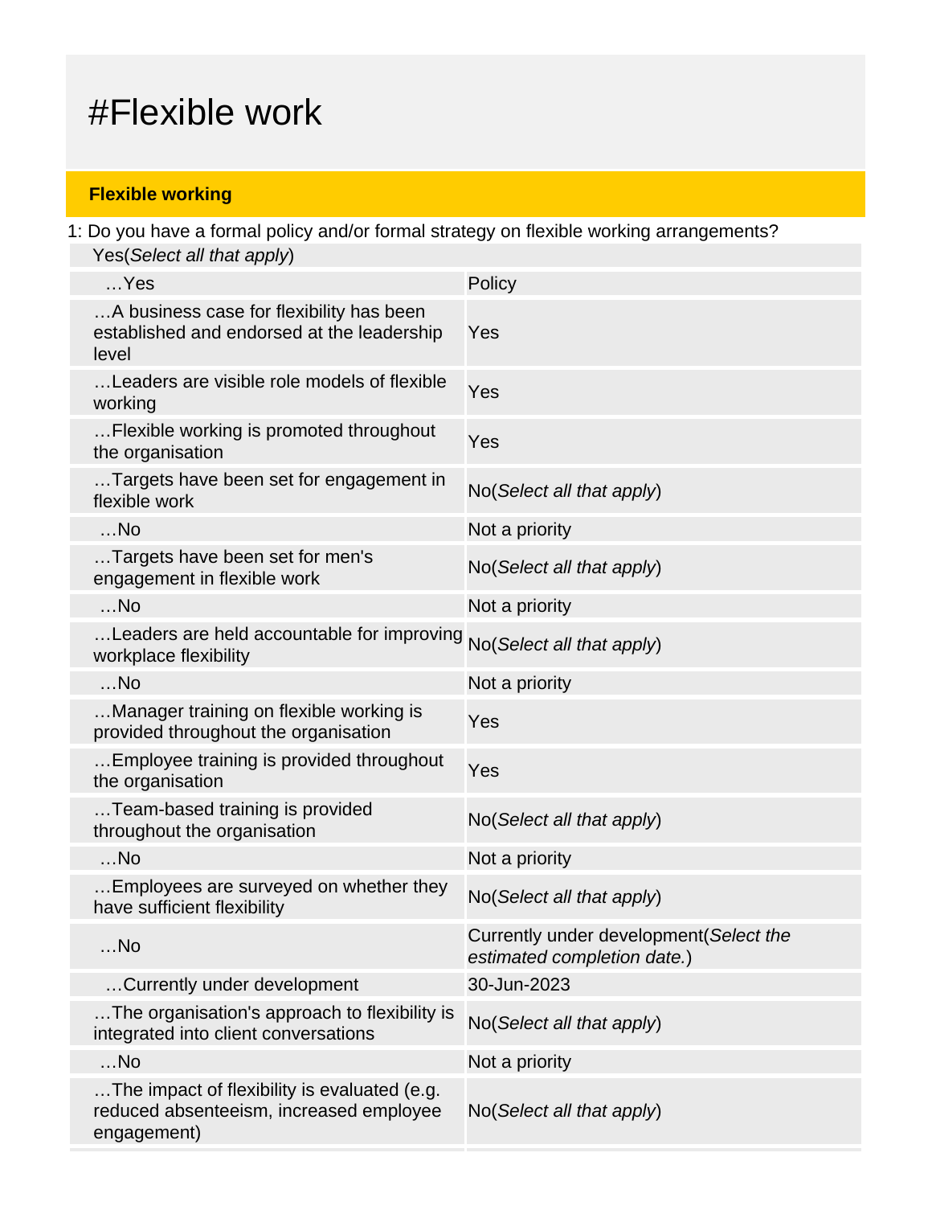# #Flexible work

## Flexible working

1: Do you have a formal policy and/or formal strategy on flexible working arrangements?

Yes(*Select all that apply*)

| | |
|---|---|
| …Yes | Policy |
| …A business case for flexibility has been established and endorsed at the leadership level | Yes |
| …Leaders are visible role models of flexible working | Yes |
| …Flexible working is promoted throughout the organisation | Yes |
| …Targets have been set for engagement in flexible work | No(*Select all that apply*) |
| …No | Not a priority |
| …Targets have been set for men's engagement in flexible work | No(*Select all that apply*) |
| …No | Not a priority |
| …Leaders are held accountable for improving workplace flexibility | No(*Select all that apply*) |
| …No | Not a priority |
| …Manager training on flexible working is provided throughout the organisation | Yes |
| …Employee training is provided throughout the organisation | Yes |
| …Team-based training is provided throughout the organisation | No(*Select all that apply*) |
| …No | Not a priority |
| …Employees are surveyed on whether they have sufficient flexibility | No(*Select all that apply*) |
| …No | Currently under development(*Select the estimated completion date.*) |
| …Currently under development | 30-Jun-2023 |
| …The organisation's approach to flexibility is integrated into client conversations | No(*Select all that apply*) |
| …No | Not a priority |
| …The impact of flexibility is evaluated (e.g. reduced absenteeism, increased employee engagement) | No(*Select all that apply*) |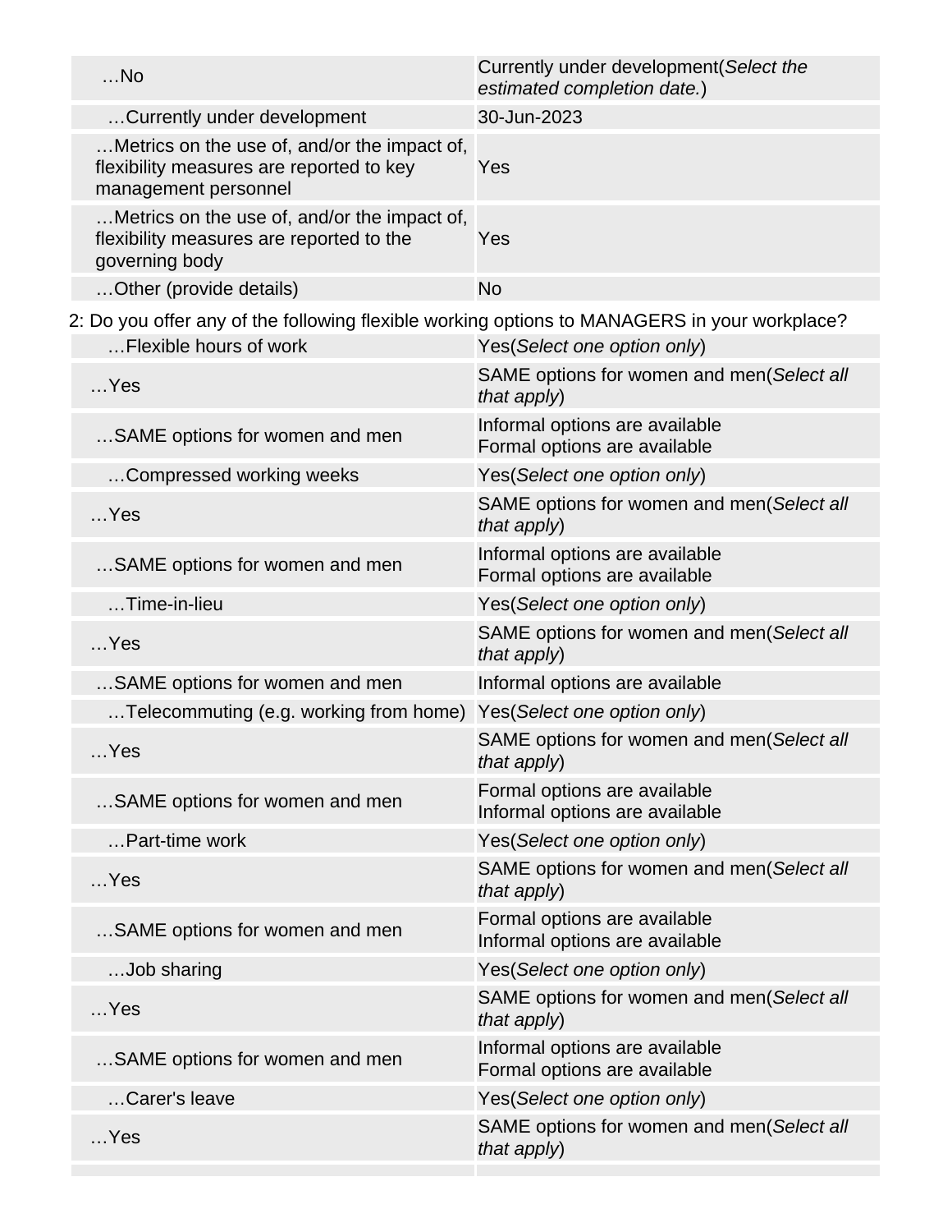| | |
|---|---|
| …No | Currently under development(*Select the estimated completion date.*) |
| …Currently under development | 30-Jun-2023 |
| …Metrics on the use of, and/or the impact of, flexibility measures are reported to key management personnel | Yes |
| …Metrics on the use of, and/or the impact of, flexibility measures are reported to the governing body | Yes |
| …Other (provide details) | No |

2: Do you offer any of the following flexible working options to MANAGERS in your workplace?

| | |
|---|---|
| …Flexible hours of work | Yes(*Select one option only*) |
| …Yes | SAME options for women and men(*Select all that apply*) |
| …SAME options for women and men | Informal options are available<br>Formal options are available |
| …Compressed working weeks | Yes(*Select one option only*) |
| …Yes | SAME options for women and men(*Select all that apply*) |
| …SAME options for women and men | Informal options are available<br>Formal options are available |
| …Time-in-lieu | Yes(*Select one option only*) |
| …Yes | SAME options for women and men(*Select all that apply*) |
| …SAME options for women and men | Informal options are available |
| …Telecommuting (e.g. working from home) | Yes(*Select one option only*) |
| …Yes | SAME options for women and men(*Select all that apply*) |
| …SAME options for women and men | Formal options are available<br>Informal options are available |
| …Part-time work | Yes(*Select one option only*) |
| …Yes | SAME options for women and men(*Select all that apply*) |
| …SAME options for women and men | Formal options are available<br>Informal options are available |
| …Job sharing | Yes(*Select one option only*) |
| …Yes | SAME options for women and men(*Select all that apply*) |
| …SAME options for women and men | Informal options are available<br>Formal options are available |
| …Carer's leave | Yes(*Select one option only*) |
| …Yes | SAME options for women and men(*Select all that apply*) |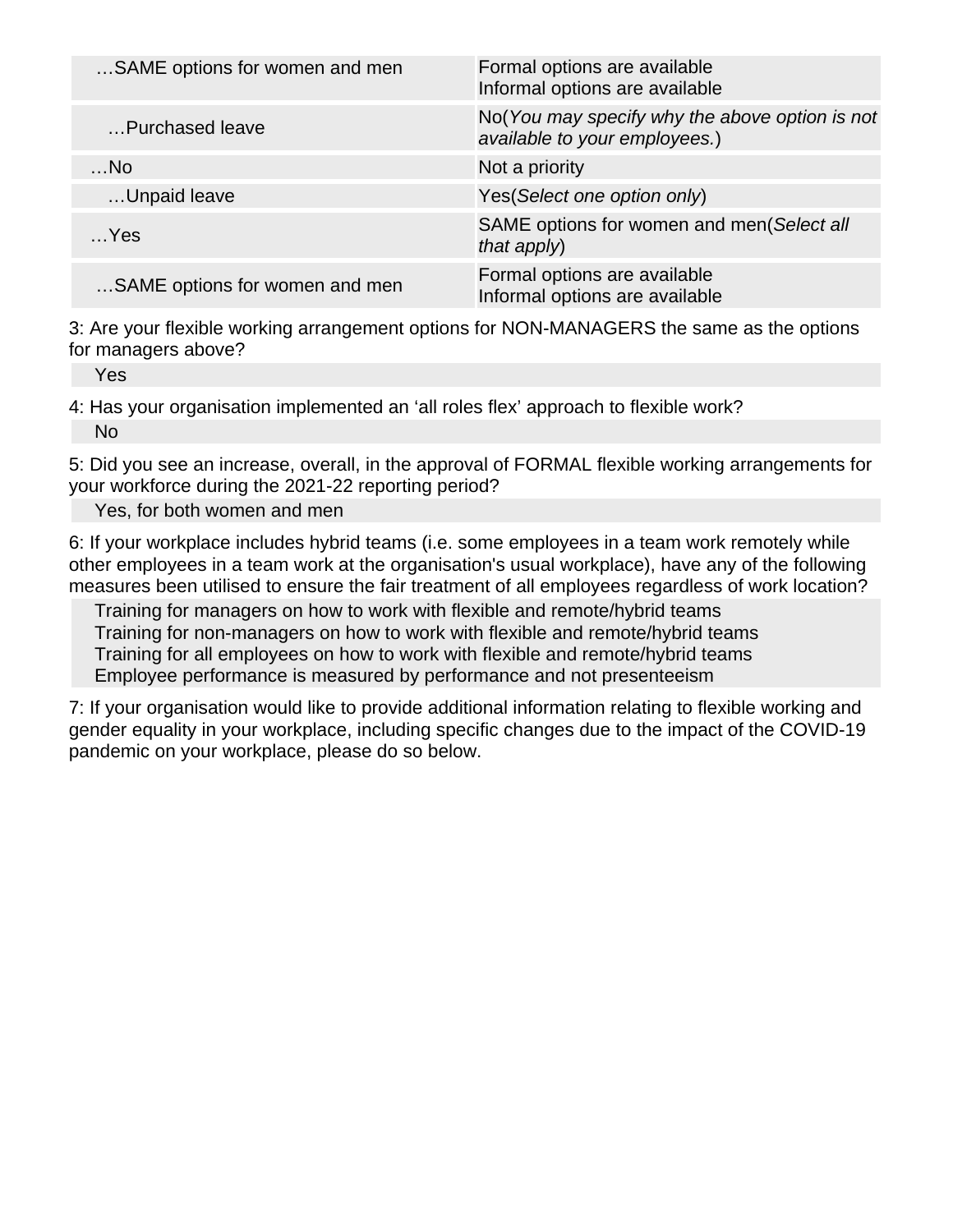| | |
|---|---|
| …SAME options for women and men | Formal options are available<br>Informal options are available |
| …Purchased leave | No(*You may specify why the above option is not available to your employees.*) |
| …No | Not a priority |
| …Unpaid leave | Yes(*Select one option only*) |
| …Yes | SAME options for women and men(*Select all that apply*) |
| …SAME options for women and men | Formal options are available<br>Informal options are available |

3: Are your flexible working arrangement options for NON-MANAGERS the same as the options for managers above?

Yes

4: Has your organisation implemented an ‘all roles flex’ approach to flexible work?

No

5: Did you see an increase, overall, in the approval of FORMAL flexible working arrangements for your workforce during the 2021-22 reporting period?

Yes, for both women and men

6: If your workplace includes hybrid teams (i.e. some employees in a team work remotely while other employees in a team work at the organisation's usual workplace), have any of the following measures been utilised to ensure the fair treatment of all employees regardless of work location?

Training for managers on how to work with flexible and remote/hybrid teams
Training for non-managers on how to work with flexible and remote/hybrid teams
Training for all employees on how to work with flexible and remote/hybrid teams
Employee performance is measured by performance and not presenteeism

7: If your organisation would like to provide additional information relating to flexible working and gender equality in your workplace, including specific changes due to the impact of the COVID-19 pandemic on your workplace, please do so below.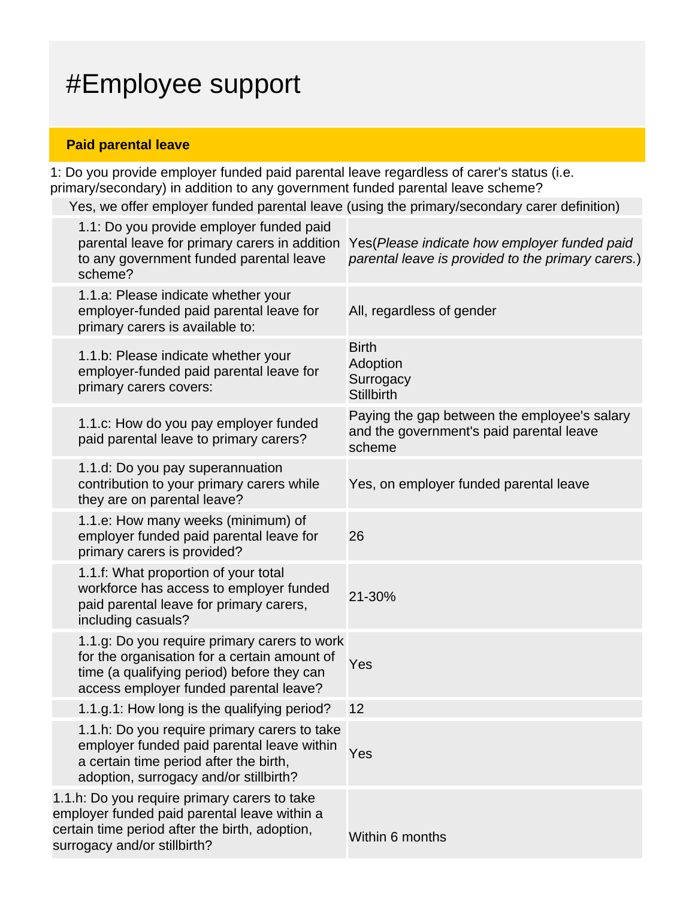# #Employee support

## Paid parental leave

1: Do you provide employer funded paid parental leave regardless of carer's status (i.e. primary/secondary) in addition to any government funded parental leave scheme?

Yes, we offer employer funded parental leave (using the primary/secondary carer definition)

| Question | Response |
| --- | --- |
| 1.1: Do you provide employer funded paid parental leave for primary carers in addition to any government funded parental leave scheme? | Yes(*Please indicate how employer funded paid parental leave is provided to the primary carers.*) |
| 1.1.a: Please indicate whether your employer-funded paid parental leave for primary carers is available to: | All, regardless of gender |
| 1.1.b: Please indicate whether your employer-funded paid parental leave for primary carers covers: | Birth<br>Adoption<br>Surrogacy<br>Stillbirth |
| 1.1.c: How do you pay employer funded paid parental leave to primary carers? | Paying the gap between the employee's salary and the government's paid parental leave scheme |
| 1.1.d: Do you pay superannuation contribution to your primary carers while they are on parental leave? | Yes, on employer funded parental leave |
| 1.1.e: How many weeks (minimum) of employer funded paid parental leave for primary carers is provided? | 26 |
| 1.1.f: What proportion of your total workforce has access to employer funded paid parental leave for primary carers, including casuals? | 21-30% |
| 1.1.g: Do you require primary carers to work for the organisation for a certain amount of time (a qualifying period) before they can access employer funded parental leave? | Yes |
| 1.1.g.1: How long is the qualifying period? | 12 |
| 1.1.h: Do you require primary carers to take employer funded paid parental leave within a certain time period after the birth, adoption, surrogacy and/or stillbirth? | Yes |
| 1.1.h: Do you require primary carers to take employer funded paid parental leave within a certain time period after the birth, adoption, surrogacy and/or stillbirth? | Within 6 months |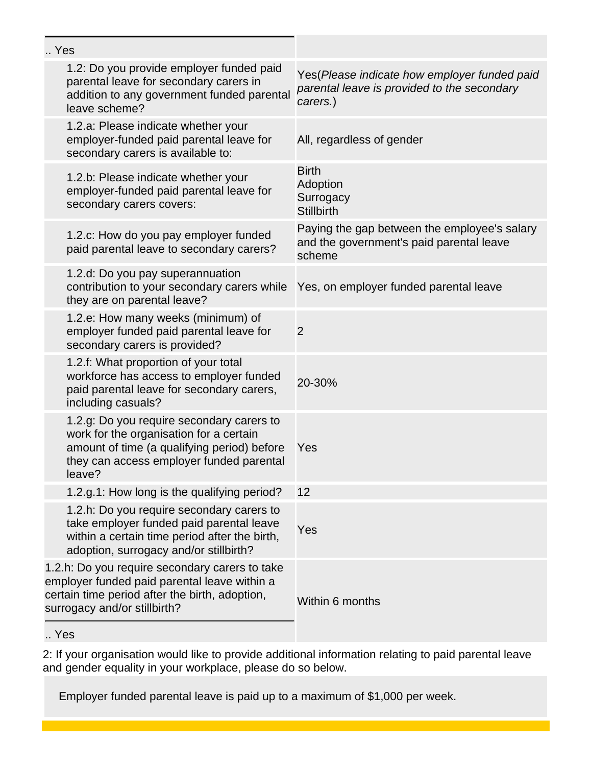| .. Yes | |
|---|---|
| 1.2: Do you provide employer funded paid parental leave for secondary carers in addition to any government funded parental leave scheme? | Yes(*Please indicate how employer funded paid parental leave is provided to the secondary carers.*) |
| 1.2.a: Please indicate whether your employer-funded paid parental leave for secondary carers is available to: | All, regardless of gender |
| 1.2.b: Please indicate whether your employer-funded paid parental leave for secondary carers covers: | Birth<br>Adoption<br>Surrogacy<br>Stillbirth |
| 1.2.c: How do you pay employer funded paid parental leave to secondary carers? | Paying the gap between the employee's salary and the government's paid parental leave scheme |
| 1.2.d: Do you pay superannuation contribution to your secondary carers while they are on parental leave? | Yes, on employer funded parental leave |
| 1.2.e: How many weeks (minimum) of employer funded paid parental leave for secondary carers is provided? | 2 |
| 1.2.f: What proportion of your total workforce has access to employer funded paid parental leave for secondary carers, including casuals? | 20-30% |
| 1.2.g: Do you require secondary carers to work for the organisation for a certain amount of time (a qualifying period) before they can access employer funded parental leave? | Yes |
| 1.2.g.1: How long is the qualifying period? | 12 |
| 1.2.h: Do you require secondary carers to take employer funded paid parental leave within a certain time period after the birth, adoption, surrogacy and/or stillbirth? | Yes |
| 1.2.h: Do you require secondary carers to take employer funded paid parental leave within a certain time period after the birth, adoption, surrogacy and/or stillbirth?<br>.. Yes | Within 6 months |

2: If your organisation would like to provide additional information relating to paid parental leave and gender equality in your workplace, please do so below.

Employer funded parental leave is paid up to a maximum of $1,000 per week.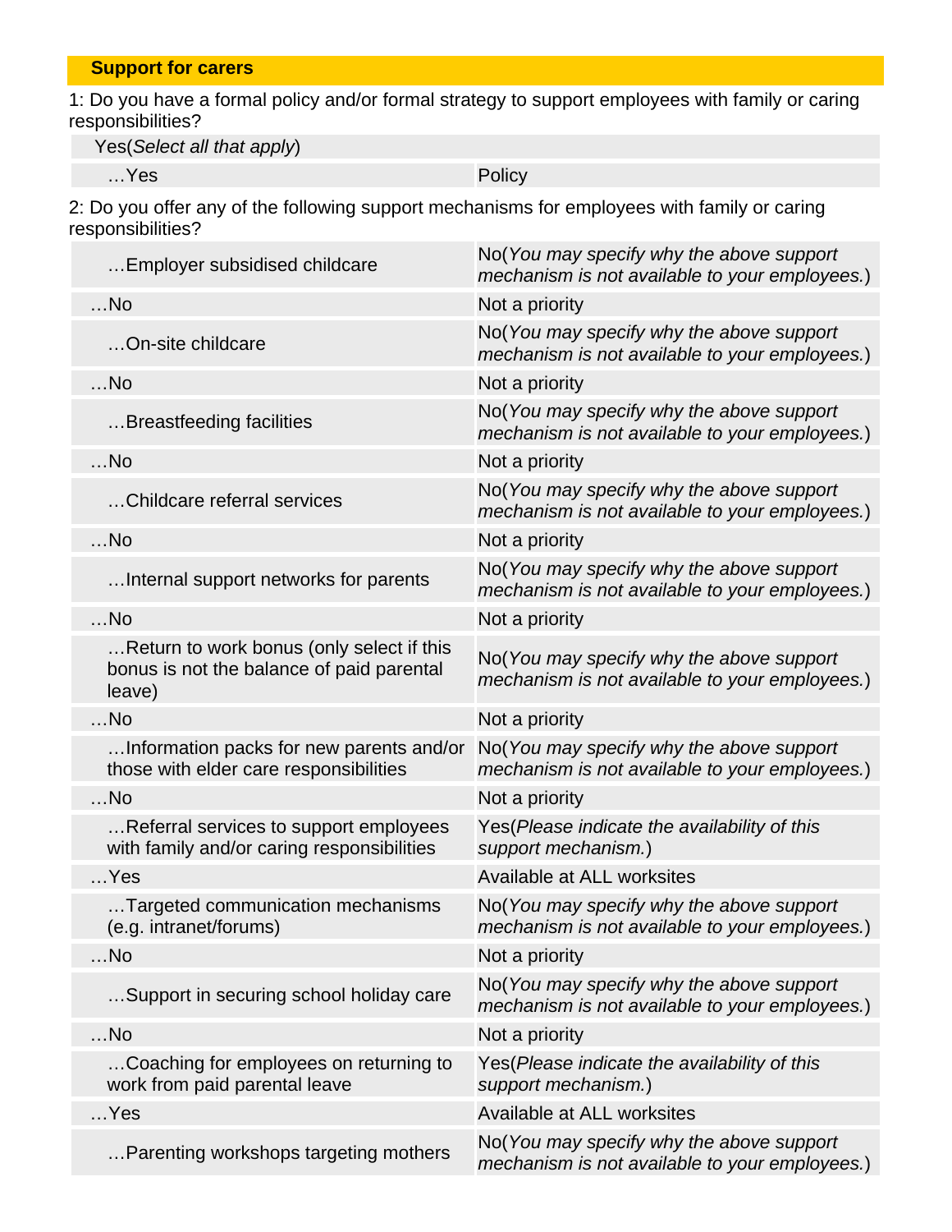## Support for carers

1: Do you have a formal policy and/or formal strategy to support employees with family or caring responsibilities?

| Yes(*Select all that apply*) | |
|---|---|
| …Yes | Policy |

2: Do you offer any of the following support mechanisms for employees with family or caring responsibilities?

| | |
|---|---|
| …Employer subsidised childcare | No(*You may specify why the above support mechanism is not available to your employees.*) |
| …No | Not a priority |
| …On-site childcare | No(*You may specify why the above support mechanism is not available to your employees.*) |
| …No | Not a priority |
| …Breastfeeding facilities | No(*You may specify why the above support mechanism is not available to your employees.*) |
| …No | Not a priority |
| …Childcare referral services | No(*You may specify why the above support mechanism is not available to your employees.*) |
| …No | Not a priority |
| …Internal support networks for parents | No(*You may specify why the above support mechanism is not available to your employees.*) |
| …No | Not a priority |
| …Return to work bonus (only select if this bonus is not the balance of paid parental leave) | No(*You may specify why the above support mechanism is not available to your employees.*) |
| …No | Not a priority |
| …Information packs for new parents and/or those with elder care responsibilities | No(*You may specify why the above support mechanism is not available to your employees.*) |
| …No | Not a priority |
| …Referral services to support employees with family and/or caring responsibilities | Yes(*Please indicate the availability of this support mechanism.*) |
| …Yes | Available at ALL worksites |
| …Targeted communication mechanisms (e.g. intranet/forums) | No(*You may specify why the above support mechanism is not available to your employees.*) |
| …No | Not a priority |
| …Support in securing school holiday care | No(*You may specify why the above support mechanism is not available to your employees.*) |
| …No | Not a priority |
| …Coaching for employees on returning to work from paid parental leave | Yes(*Please indicate the availability of this support mechanism.*) |
| …Yes | Available at ALL worksites |
| …Parenting workshops targeting mothers | No(*You may specify why the above support mechanism is not available to your employees.*) |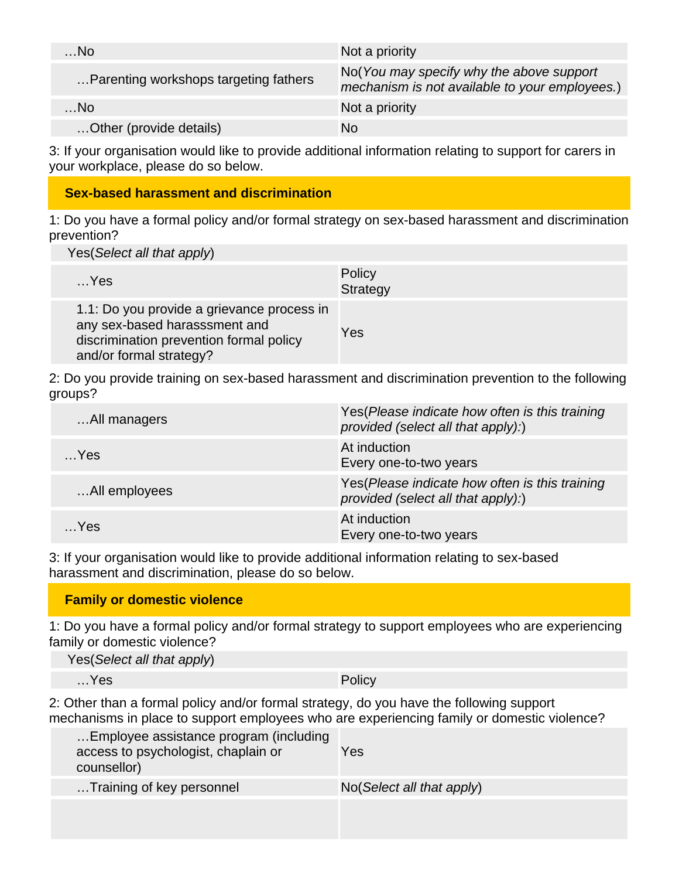| …No | Not a priority |
|---|---|
| …Parenting workshops targeting fathers | No(*You may specify why the above support mechanism is not available to your employees.*) |
| …No | Not a priority |
| …Other (provide details) | No |

3: If your organisation would like to provide additional information relating to support for carers in your workplace, please do so below.

## Sex-based harassment and discrimination

1: Do you have a formal policy and/or formal strategy on sex-based harassment and discrimination prevention?

| Yes(*Select all that apply*) | |
|---|---|
| …Yes | Policy<br>Strategy |
| 1.1: Do you provide a grievance process in any sex-based harasssment and discrimination prevention formal policy and/or formal strategy? | Yes |

2: Do you provide training on sex-based harassment and discrimination prevention to the following groups?

| …All managers | Yes(*Please indicate how often is this training provided (select all that apply):*) |
|---|---|
| …Yes | At induction<br>Every one-to-two years |
| …All employees | Yes(*Please indicate how often is this training provided (select all that apply):*) |
| …Yes | At induction<br>Every one-to-two years |

3: If your organisation would like to provide additional information relating to sex-based harassment and discrimination, please do so below.

## Family or domestic violence

1: Do you have a formal policy and/or formal strategy to support employees who are experiencing family or domestic violence?

| Yes(*Select all that apply*) | |
|---|---|
| …Yes | Policy |

2: Other than a formal policy and/or formal strategy, do you have the following support mechanisms in place to support employees who are experiencing family or domestic violence?

| …Employee assistance program (including access to psychologist, chaplain or counsellor) | Yes |
|---|---|
| …Training of key personnel | No(*Select all that apply*) |
| | |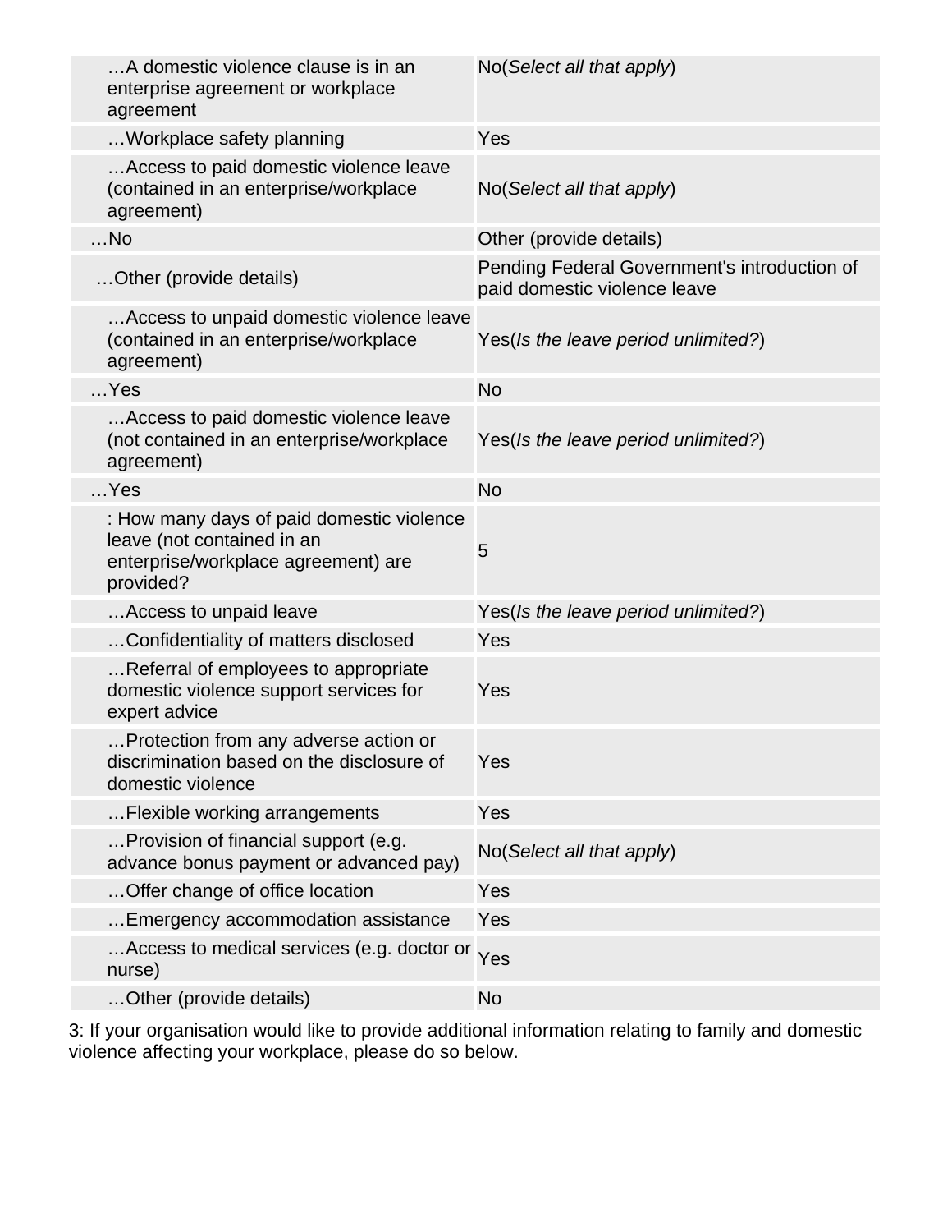| | |
|---|---|
| …A domestic violence clause is in an enterprise agreement or workplace agreement | No(*Select all that apply*) |
| …Workplace safety planning | Yes |
| …Access to paid domestic violence leave (contained in an enterprise/workplace agreement) | No(*Select all that apply*) |
| …No | Other (provide details) |
| …Other (provide details) | Pending Federal Government's introduction of paid domestic violence leave |
| …Access to unpaid domestic violence leave (contained in an enterprise/workplace agreement) | Yes(*Is the leave period unlimited?*) |
| …Yes | No |
| …Access to paid domestic violence leave (not contained in an enterprise/workplace agreement) | Yes(*Is the leave period unlimited?*) |
| …Yes | No |
| : How many days of paid domestic violence leave (not contained in an enterprise/workplace agreement) are provided? | 5 |
| …Access to unpaid leave | Yes(*Is the leave period unlimited?*) |
| …Confidentiality of matters disclosed | Yes |
| …Referral of employees to appropriate domestic violence support services for expert advice | Yes |
| …Protection from any adverse action or discrimination based on the disclosure of domestic violence | Yes |
| …Flexible working arrangements | Yes |
| …Provision of financial support (e.g. advance bonus payment or advanced pay) | No(*Select all that apply*) |
| …Offer change of office location | Yes |
| …Emergency accommodation assistance | Yes |
| …Access to medical services (e.g. doctor or nurse) | Yes |
| …Other (provide details) | No |

3: If your organisation would like to provide additional information relating to family and domestic violence affecting your workplace, please do so below.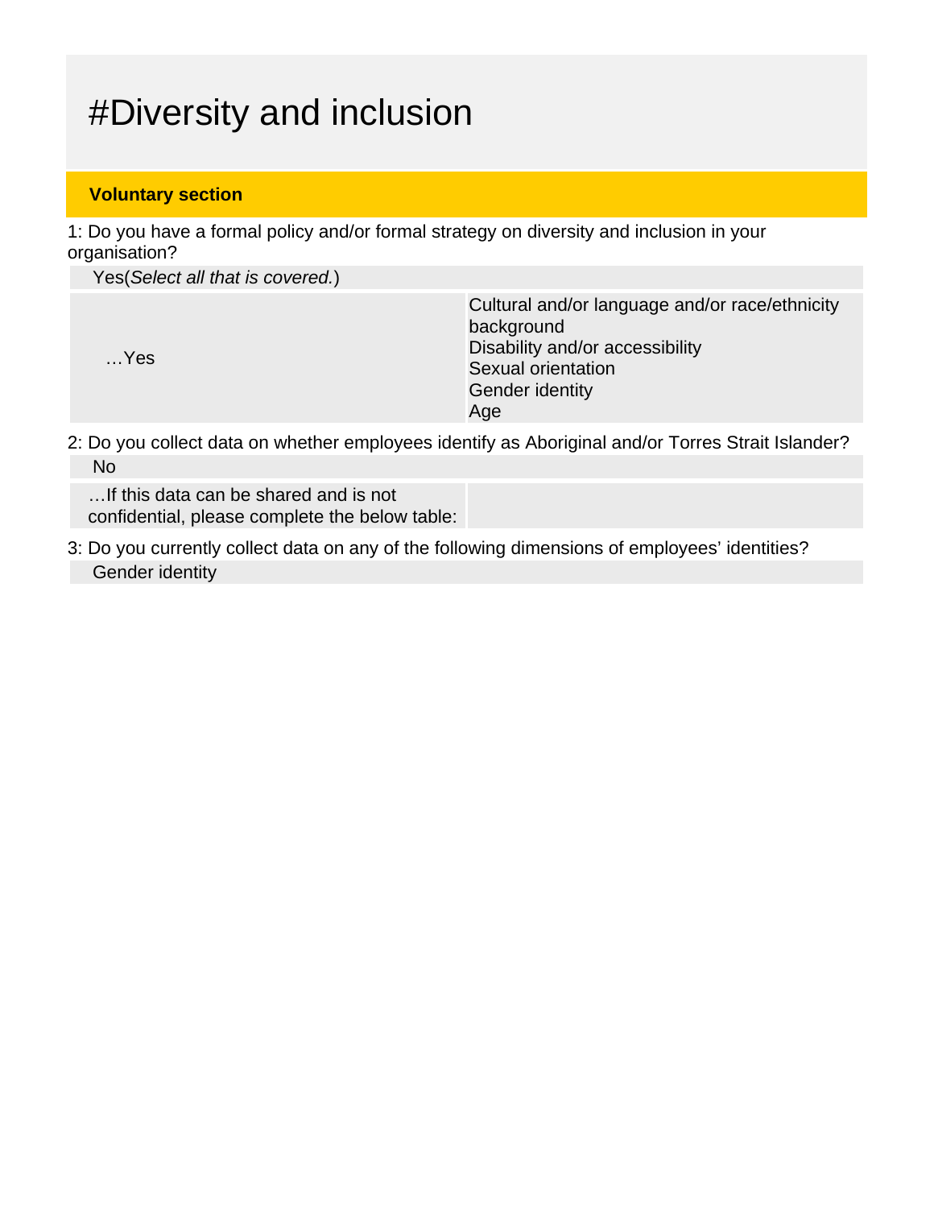# #Diversity and inclusion

**Voluntary section**

1: Do you have a formal policy and/or formal strategy on diversity and inclusion in your organisation?

Yes(*Select all that is covered.*)

| | |
|---|---|
| …Yes | Cultural and/or language and/or race/ethnicity background<br>Disability and/or accessibility<br>Sexual orientation<br>Gender identity<br>Age |

2: Do you collect data on whether employees identify as Aboriginal and/or Torres Strait Islander?

No

| | |
|---|---|
| …If this data can be shared and is not confidential, please complete the below table: | |

3: Do you currently collect data on any of the following dimensions of employees' identities?

Gender identity